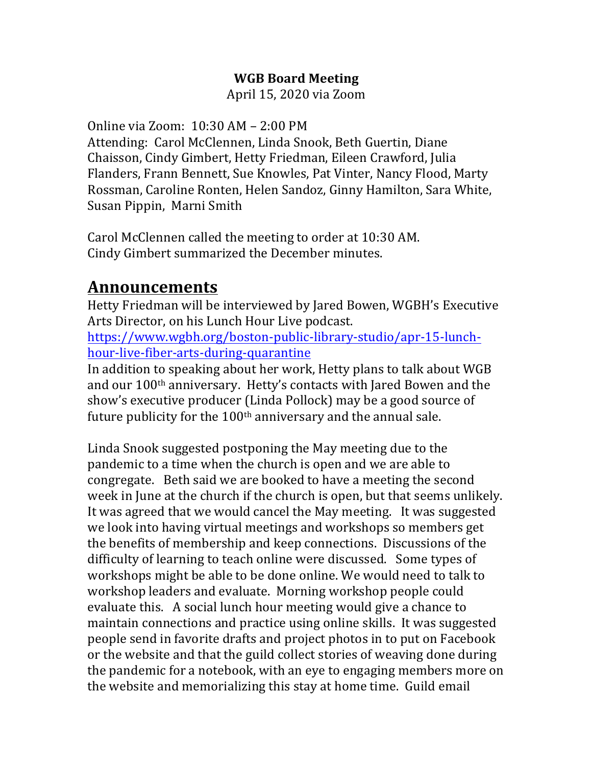**WGB Board Meeting**

April 15, 2020 via Zoom

Online via Zoom: 10:30 AM – 2:00 PM
Attending: Carol McClennen, Linda Snook, Beth Guertin, Diane Chaisson, Cindy Gimbert, Hetty Friedman, Eileen Crawford, Julia Flanders, Frann Bennett, Sue Knowles, Pat Vinter, Nancy Flood, Marty Rossman, Caroline Ronten, Helen Sandoz, Ginny Hamilton, Sara White, Susan Pippin, Marni Smith

Carol McClennen called the meeting to order at 10:30 AM.
Cindy Gimbert summarized the December minutes.

## Announcements

Hetty Friedman will be interviewed by Jared Bowen, WGBH's Executive Arts Director, on his Lunch Hour Live podcast.
https://www.wgbh.org/boston-public-library-studio/apr-15-lunch-hour-live-fiber-arts-during-quarantine
In addition to speaking about her work, Hetty plans to talk about WGB and our 100th anniversary. Hetty's contacts with Jared Bowen and the show's executive producer (Linda Pollock) may be a good source of future publicity for the 100th anniversary and the annual sale.

Linda Snook suggested postponing the May meeting due to the pandemic to a time when the church is open and we are able to congregate. Beth said we are booked to have a meeting the second week in June at the church if the church is open, but that seems unlikely. It was agreed that we would cancel the May meeting. It was suggested we look into having virtual meetings and workshops so members get the benefits of membership and keep connections. Discussions of the difficulty of learning to teach online were discussed. Some types of workshops might be able to be done online. We would need to talk to workshop leaders and evaluate. Morning workshop people could evaluate this. A social lunch hour meeting would give a chance to maintain connections and practice using online skills. It was suggested people send in favorite drafts and project photos in to put on Facebook or the website and that the guild collect stories of weaving done during the pandemic for a notebook, with an eye to engaging members more on the website and memorializing this stay at home time. Guild email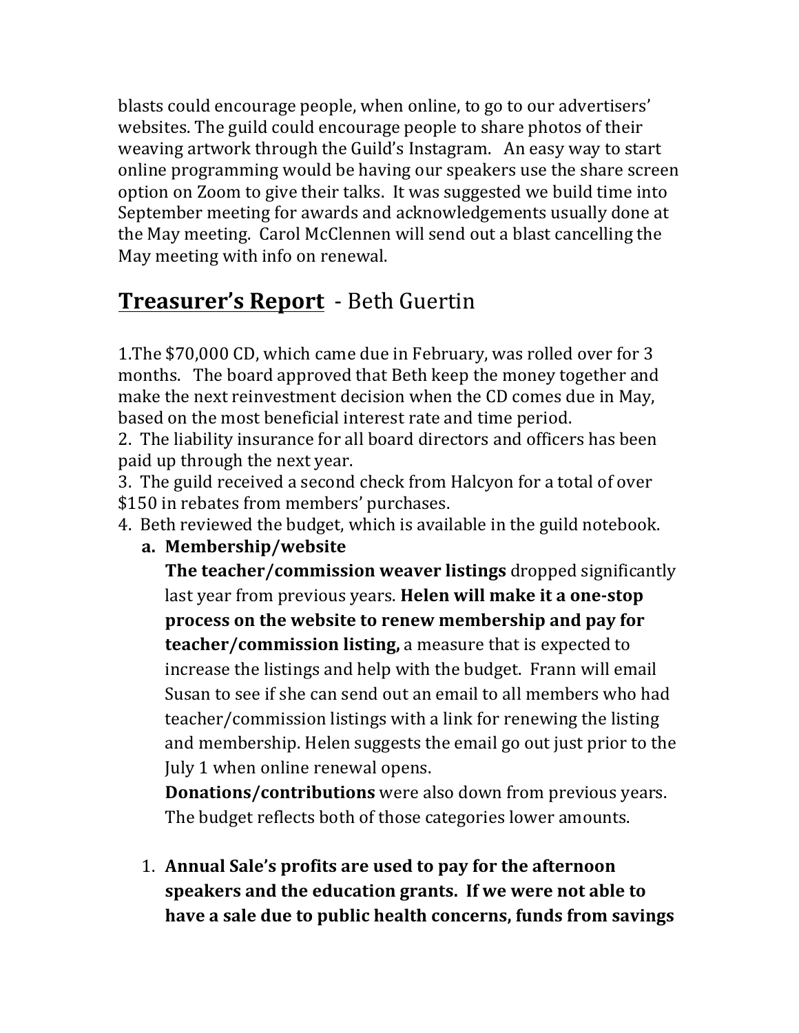blasts could encourage people, when online, to go to our advertisers' websites. The guild could encourage people to share photos of their weaving artwork through the Guild's Instagram. An easy way to start online programming would be having our speakers use the share screen option on Zoom to give their talks. It was suggested we build time into September meeting for awards and acknowledgements usually done at the May meeting. Carol McClennen will send out a blast cancelling the May meeting with info on renewal.

## **Treasurer's Report** - Beth Guertin

1.The $70,000 CD, which came due in February, was rolled over for 3 months. The board approved that Beth keep the money together and make the next reinvestment decision when the CD comes due in May, based on the most beneficial interest rate and time period.
2. The liability insurance for all board directors and officers has been paid up through the next year.
3. The guild received a second check from Halcyon for a total of over $150 in rebates from members' purchases.
4. Beth reviewed the budget, which is available in the guild notebook.

   a. **Membership/website**

      **The teacher/commission weaver listings** dropped significantly last year from previous years. **Helen will make it a one-stop process on the website to renew membership and pay for teacher/commission listing,** a measure that is expected to increase the listings and help with the budget. Frann will email Susan to see if she can send out an email to all members who had teacher/commission listings with a link for renewing the listing and membership. Helen suggests the email go out just prior to the July 1 when online renewal opens.

      **Donations/contributions** were also down from previous years. The budget reflects both of those categories lower amounts.

   1. **Annual Sale's profits are used to pay for the afternoon speakers and the education grants. If we were not able to have a sale due to public health concerns, funds from savings**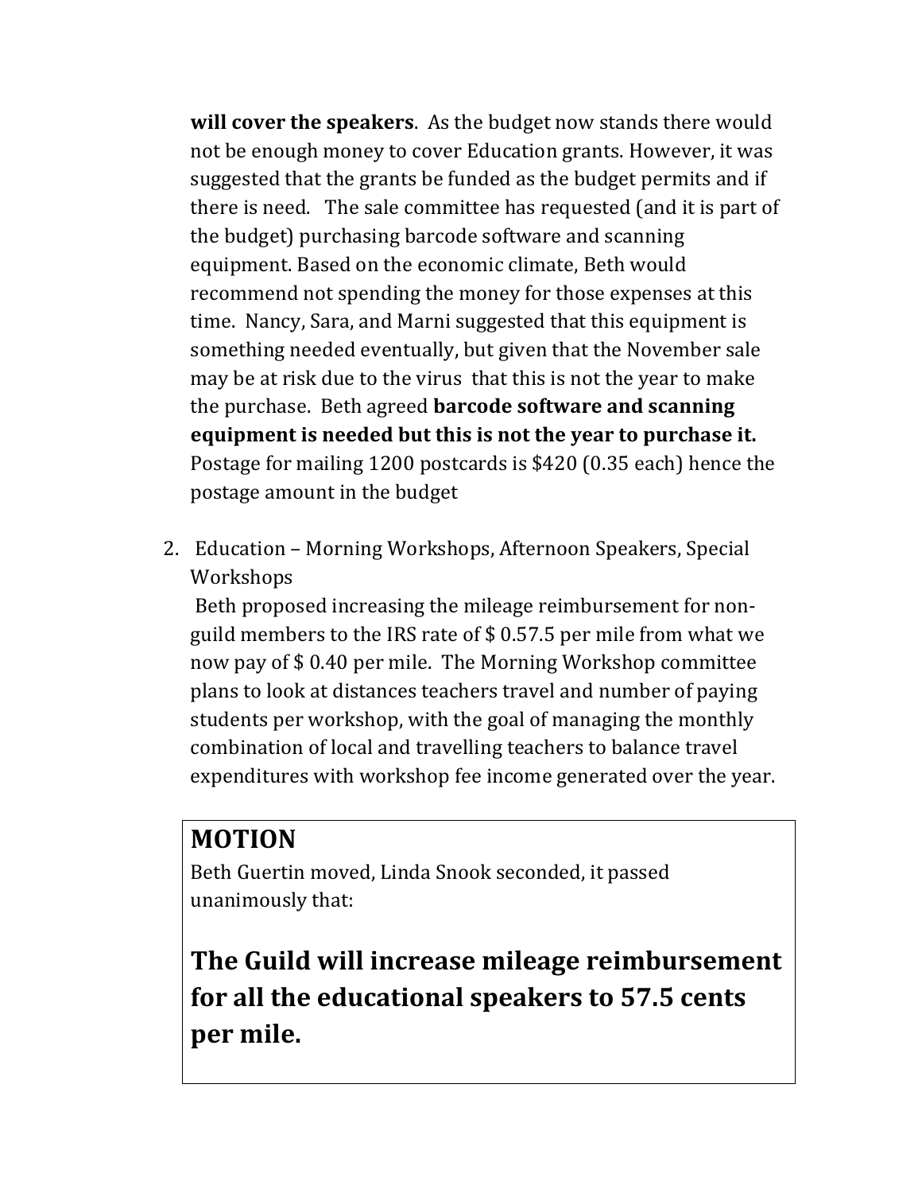**will cover the speakers**. As the budget now stands there would not be enough money to cover Education grants. However, it was suggested that the grants be funded as the budget permits and if there is need. The sale committee has requested (and it is part of the budget) purchasing barcode software and scanning equipment. Based on the economic climate, Beth would recommend not spending the money for those expenses at this time. Nancy, Sara, and Marni suggested that this equipment is something needed eventually, but given that the November sale may be at risk due to the virus that this is not the year to make the purchase. Beth agreed **barcode software and scanning equipment is needed but this is not the year to purchase it.** Postage for mailing 1200 postcards is $420 (0.35 each) hence the postage amount in the budget

2. Education – Morning Workshops, Afternoon Speakers, Special Workshops

   Beth proposed increasing the mileage reimbursement for non-guild members to the IRS rate of $ 0.57.5 per mile from what we now pay of $ 0.40 per mile. The Morning Workshop committee plans to look at distances teachers travel and number of paying students per workshop, with the goal of managing the monthly combination of local and travelling teachers to balance travel expenditures with workshop fee income generated over the year.

## MOTION

Beth Guertin moved, Linda Snook seconded, it passed unanimously that:

**The Guild will increase mileage reimbursement for all the educational speakers to 57.5 cents per mile.**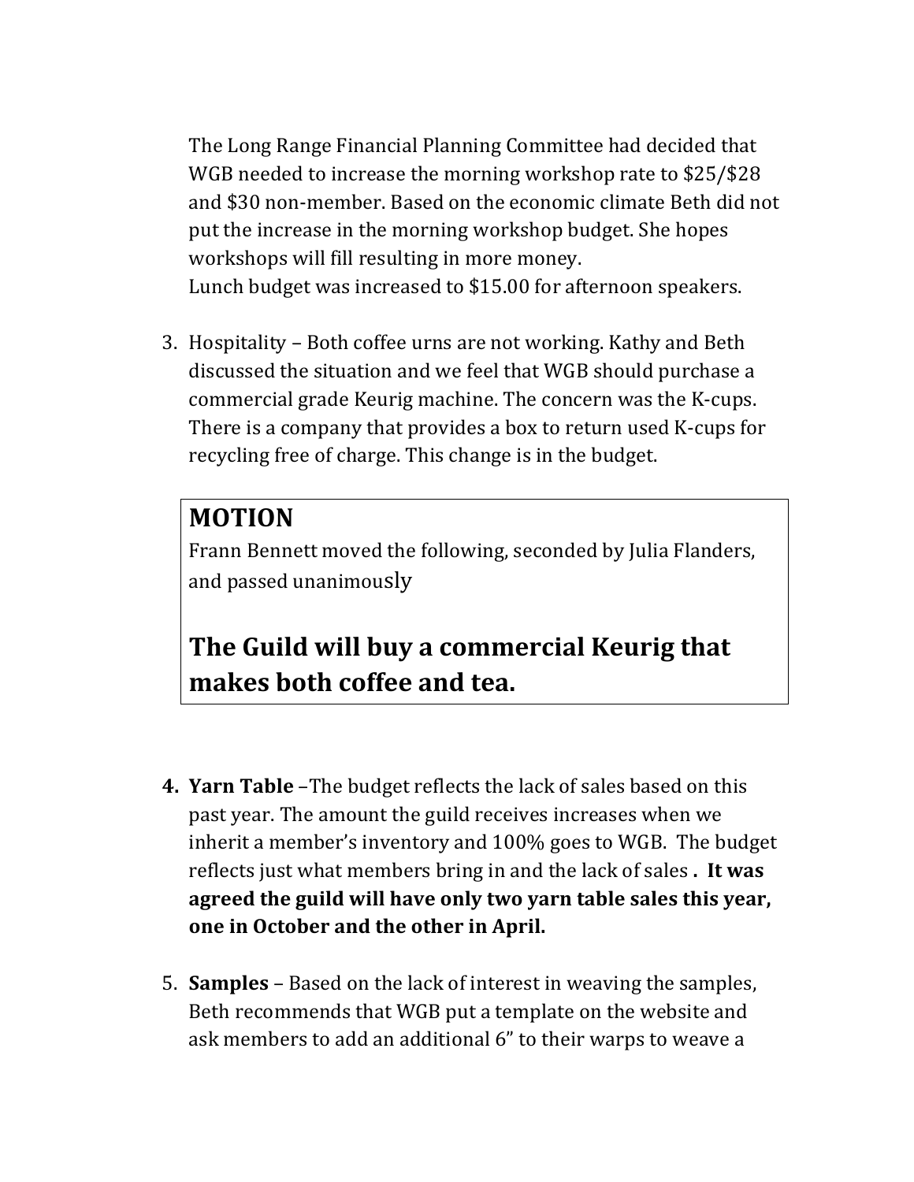The Long Range Financial Planning Committee had decided that WGB needed to increase the morning workshop rate to $25/$28 and $30 non-member. Based on the economic climate Beth did not put the increase in the morning workshop budget. She hopes workshops will fill resulting in more money.
Lunch budget was increased to $15.00 for afternoon speakers.

3. Hospitality – Both coffee urns are not working. Kathy and Beth discussed the situation and we feel that WGB should purchase a commercial grade Keurig machine. The concern was the K-cups. There is a company that provides a box to return used K-cups for recycling free of charge. This change is in the budget.

> ## MOTION
>
> Frann Bennett moved the following, seconded by Julia Flanders, and passed unanimously
>
> ## The Guild will buy a commercial Keurig that makes both coffee and tea.

4. **Yarn Table** –The budget reflects the lack of sales based on this past year. The amount the guild receives increases when we inherit a member's inventory and 100% goes to WGB. The budget reflects just what members bring in and the lack of sales **. It was agreed the guild will have only two yarn table sales this year, one in October and the other in April.**

5. **Samples** – Based on the lack of interest in weaving the samples, Beth recommends that WGB put a template on the website and ask members to add an additional 6" to their warps to weave a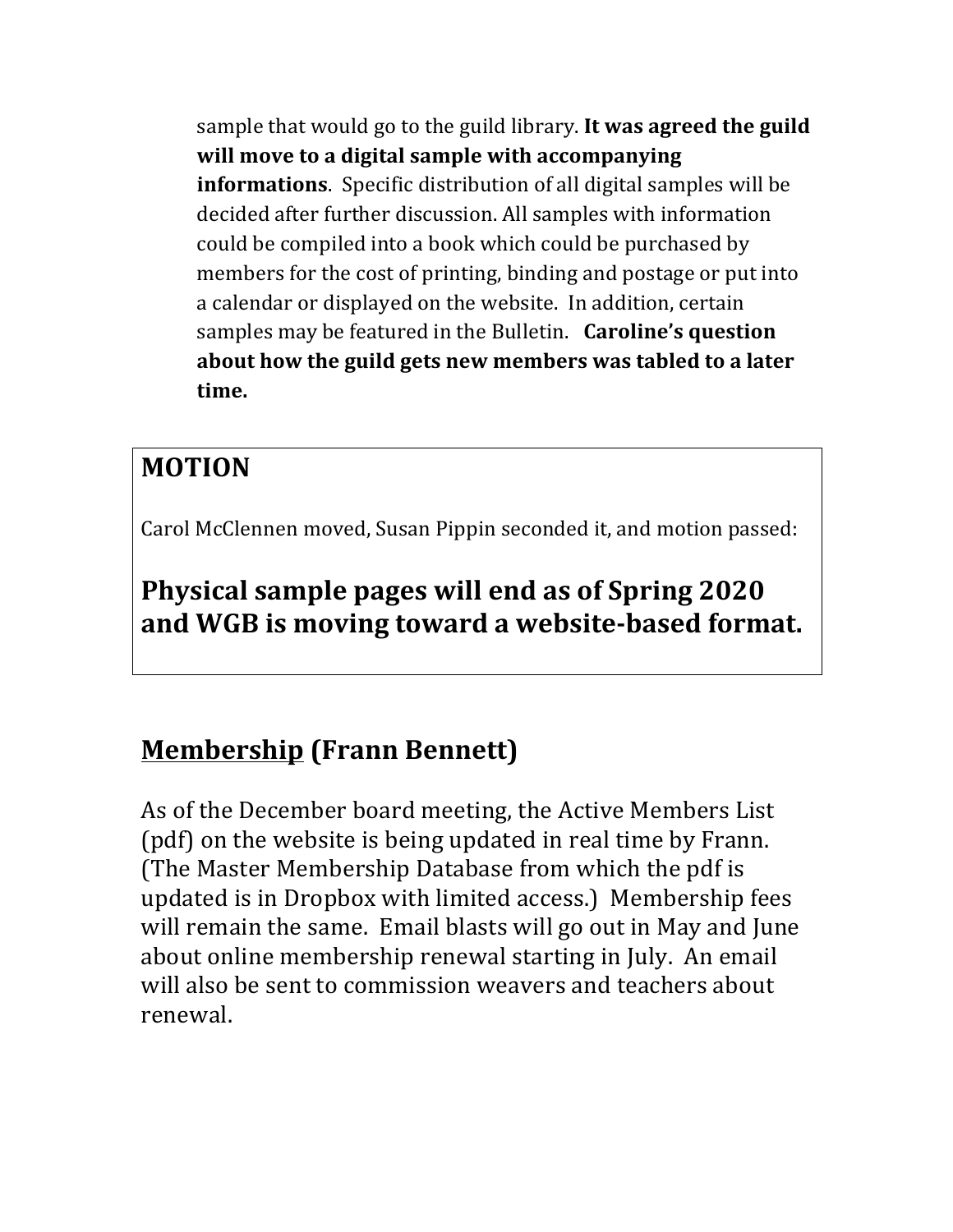sample that would go to the guild library. **It was agreed the guild will move to a digital sample with accompanying informations**. Specific distribution of all digital samples will be decided after further discussion. All samples with information could be compiled into a book which could be purchased by members for the cost of printing, binding and postage or put into a calendar or displayed on the website. In addition, certain samples may be featured in the Bulletin. **Caroline's question about how the guild gets new members was tabled to a later time.**

## MOTION

Carol McClennen moved, Susan Pippin seconded it, and motion passed:

### Physical sample pages will end as of Spring 2020 and WGB is moving toward a website-based format.

## <u>Membership</u> (Frann Bennett)

As of the December board meeting, the Active Members List (pdf) on the website is being updated in real time by Frann. (The Master Membership Database from which the pdf is updated is in Dropbox with limited access.) Membership fees will remain the same. Email blasts will go out in May and June about online membership renewal starting in July. An email will also be sent to commission weavers and teachers about renewal.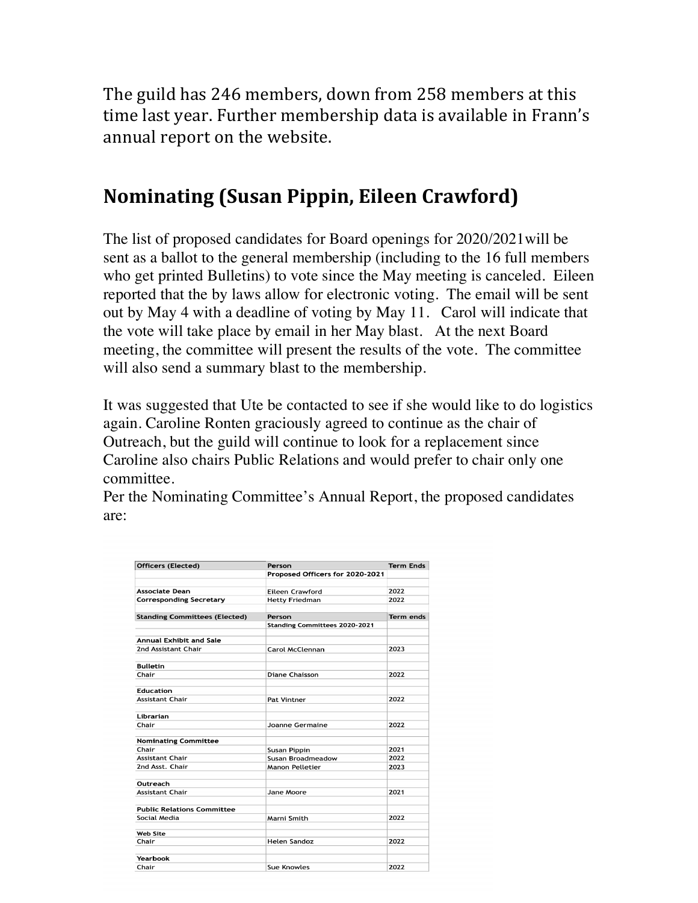The guild has 246 members, down from 258 members at this time last year. Further membership data is available in Frann's annual report on the website.

## Nominating (Susan Pippin, Eileen Crawford)

The list of proposed candidates for Board openings for 2020/2021will be sent as a ballot to the general membership (including to the 16 full members who get printed Bulletins) to vote since the May meeting is canceled. Eileen reported that the by laws allow for electronic voting. The email will be sent out by May 4 with a deadline of voting by May 11. Carol will indicate that the vote will take place by email in her May blast. At the next Board meeting, the committee will present the results of the vote. The committee will also send a summary blast to the membership.

It was suggested that Ute be contacted to see if she would like to do logistics again. Caroline Ronten graciously agreed to continue as the chair of Outreach, but the guild will continue to look for a replacement since Caroline also chairs Public Relations and would prefer to chair only one committee.

Per the Nominating Committee's Annual Report, the proposed candidates are:

| Officers (Elected) | Person | Term Ends |
|---|---|---|
| | Proposed Officers for 2020-2021 | |
| Associate Dean | Eileen Crawford | 2022 |
| Corresponding Secretary | Hetty Friedman | 2022 |
| **Standing Committees (Elected)** | **Person** | **Term ends** |
| | Standing Committees 2020-2021 | |
| **Annual Exhibit and Sale** | | |
| 2nd Assistant Chair | Carol McClennan | 2023 |
| **Bulletin** | | |
| Chair | Diane Chaisson | 2022 |
| **Education** | | |
| Assistant Chair | Pat Vintner | 2022 |
| **Librarian** | | |
| Chair | Joanne Germaine | 2022 |
| **Nominating Committee** | | |
| Chair | Susan Pippin | 2021 |
| Assistant Chair | Susan Broadmeadow | 2022 |
| 2nd Asst. Chair | Manon Pelletier | 2023 |
| **Outreach** | | |
| Assistant Chair | Jane Moore | 2021 |
| **Public Relations Committee** | | |
| Social Media | Marni Smith | 2022 |
| **Web Site** | | |
| Chair | Helen Sandoz | 2022 |
| **Yearbook** | | |
| Chair | Sue Knowles | 2022 |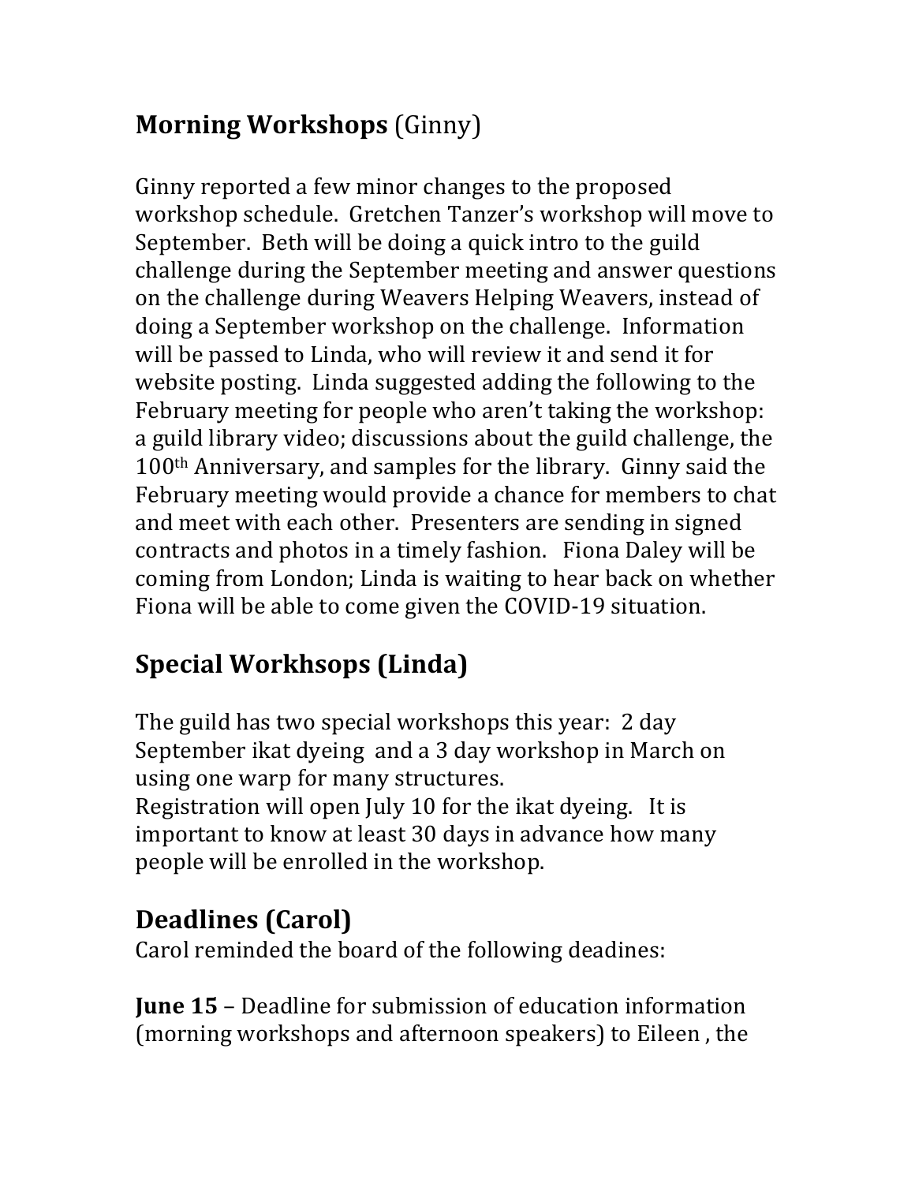## **Morning Workshops** (Ginny)

Ginny reported a few minor changes to the proposed workshop schedule. Gretchen Tanzer's workshop will move to September. Beth will be doing a quick intro to the guild challenge during the September meeting and answer questions on the challenge during Weavers Helping Weavers, instead of doing a September workshop on the challenge. Information will be passed to Linda, who will review it and send it for website posting. Linda suggested adding the following to the February meeting for people who aren't taking the workshop: a guild library video; discussions about the guild challenge, the 100th Anniversary, and samples for the library. Ginny said the February meeting would provide a chance for members to chat and meet with each other. Presenters are sending in signed contracts and photos in a timely fashion. Fiona Daley will be coming from London; Linda is waiting to hear back on whether Fiona will be able to come given the COVID-19 situation.

## **Special Workhsops (Linda)**

The guild has two special workshops this year: 2 day September ikat dyeing and a 3 day workshop in March on using one warp for many structures.
Registration will open July 10 for the ikat dyeing. It is important to know at least 30 days in advance how many people will be enrolled in the workshop.

## **Deadlines (Carol)**

Carol reminded the board of the following deadines:

**June 15** – Deadline for submission of education information (morning workshops and afternoon speakers) to Eileen , the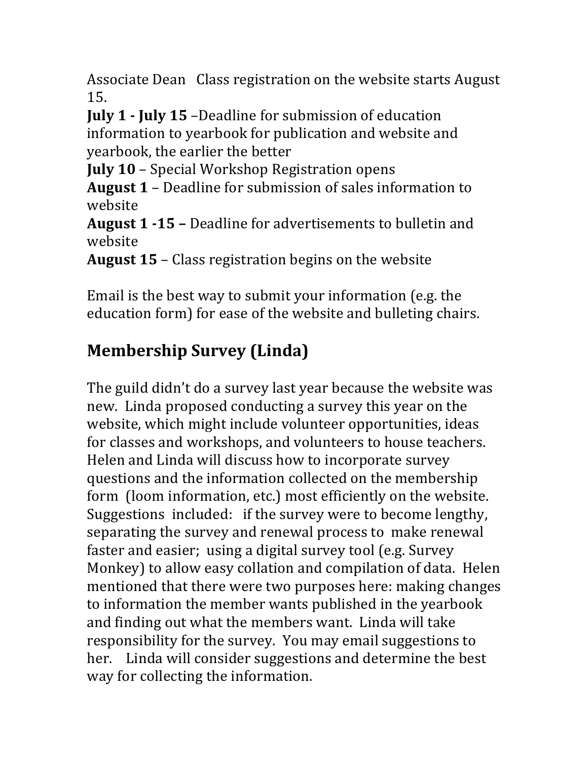Associate Dean   Class registration on the website starts August 15.

**July 1 - July 15** –Deadline for submission of education information to yearbook for publication and website and yearbook, the earlier the better

**July 10** – Special Workshop Registration opens

**August 1** – Deadline for submission of sales information to website

**August 1 -15 –** Deadline for advertisements to bulletin and website

**August 15** – Class registration begins on the website

Email is the best way to submit your information (e.g. the education form) for ease of the website and bulleting chairs.

## Membership Survey (Linda)

The guild didn't do a survey last year because the website was new. Linda proposed conducting a survey this year on the website, which might include volunteer opportunities, ideas for classes and workshops, and volunteers to house teachers. Helen and Linda will discuss how to incorporate survey questions and the information collected on the membership form (loom information, etc.) most efficiently on the website. Suggestions included: if the survey were to become lengthy, separating the survey and renewal process to make renewal faster and easier; using a digital survey tool (e.g. Survey Monkey) to allow easy collation and compilation of data. Helen mentioned that there were two purposes here: making changes to information the member wants published in the yearbook and finding out what the members want. Linda will take responsibility for the survey. You may email suggestions to her. Linda will consider suggestions and determine the best way for collecting the information.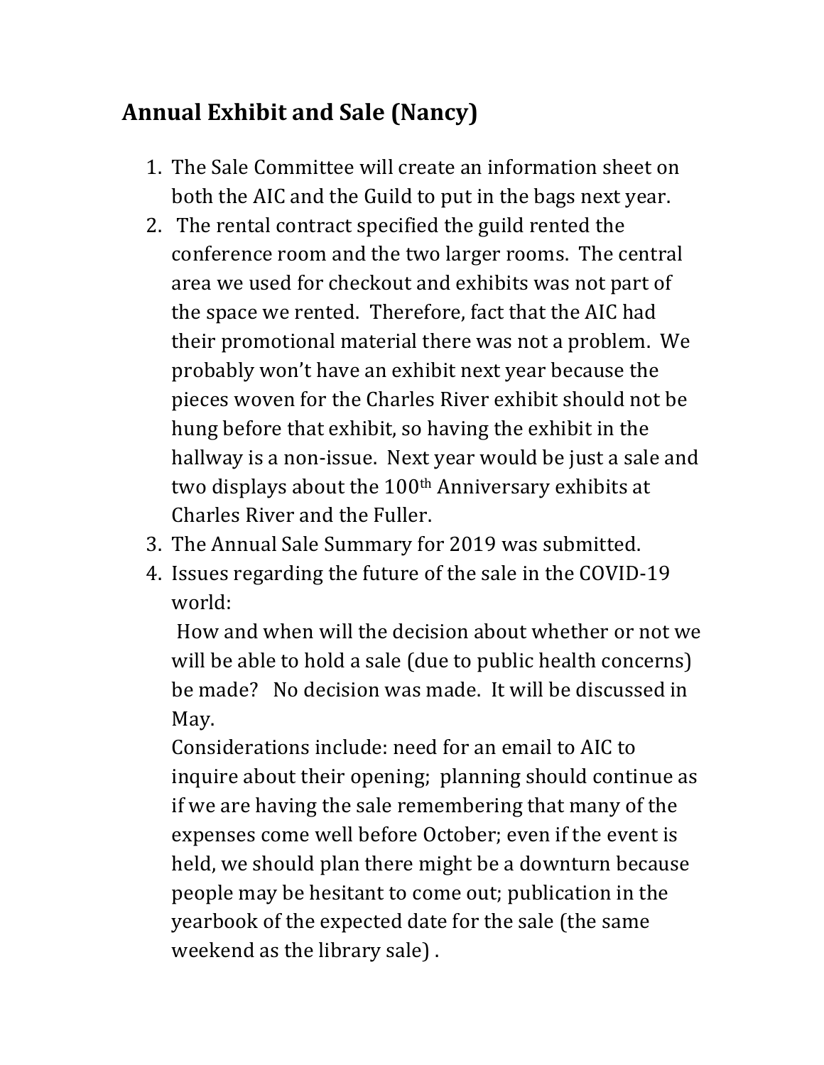## Annual Exhibit and Sale (Nancy)

1. The Sale Committee will create an information sheet on both the AIC and the Guild to put in the bags next year.
2. The rental contract specified the guild rented the conference room and the two larger rooms. The central area we used for checkout and exhibits was not part of the space we rented. Therefore, fact that the AIC had their promotional material there was not a problem. We probably won't have an exhibit next year because the pieces woven for the Charles River exhibit should not be hung before that exhibit, so having the exhibit in the hallway is a non-issue. Next year would be just a sale and two displays about the 100th Anniversary exhibits at Charles River and the Fuller.
3. The Annual Sale Summary for 2019 was submitted.
4. Issues regarding the future of the sale in the COVID-19 world:
   How and when will the decision about whether or not we will be able to hold a sale (due to public health concerns) be made? No decision was made. It will be discussed in May.
   Considerations include: need for an email to AIC to inquire about their opening; planning should continue as if we are having the sale remembering that many of the expenses come well before October; even if the event is held, we should plan there might be a downturn because people may be hesitant to come out; publication in the yearbook of the expected date for the sale (the same weekend as the library sale) .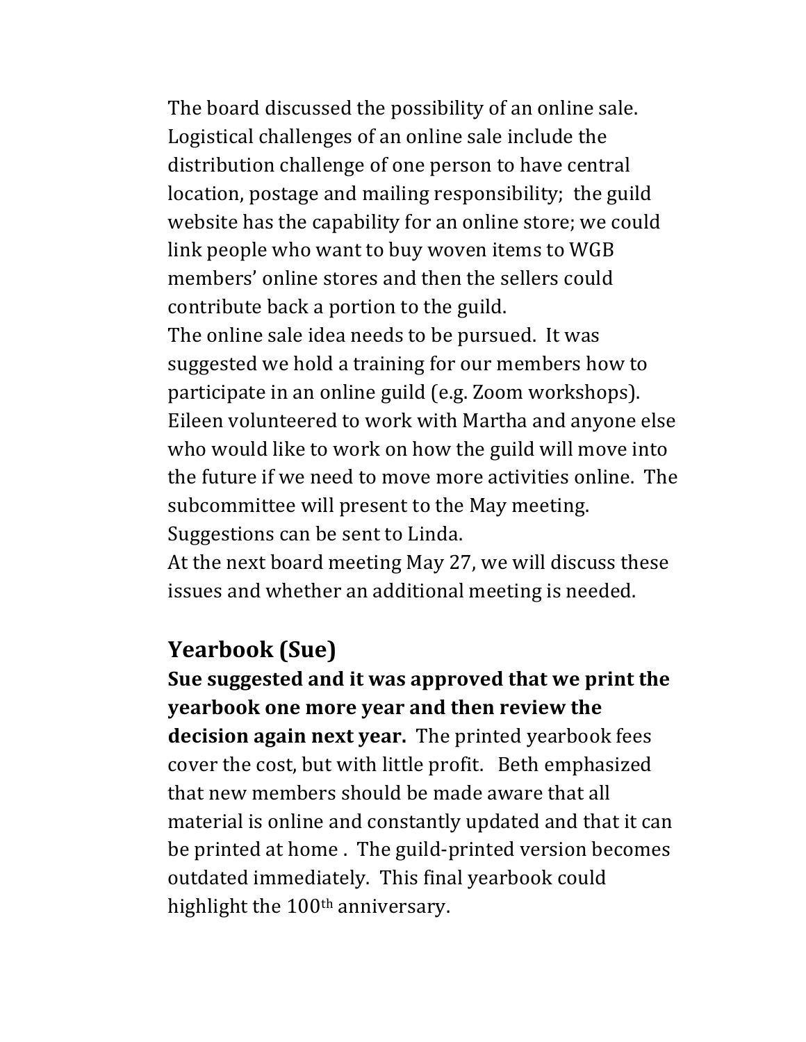The board discussed the possibility of an online sale. Logistical challenges of an online sale include the distribution challenge of one person to have central location, postage and mailing responsibility; the guild website has the capability for an online store; we could link people who want to buy woven items to WGB members' online stores and then the sellers could contribute back a portion to the guild.

The online sale idea needs to be pursued. It was suggested we hold a training for our members how to participate in an online guild (e.g. Zoom workshops). Eileen volunteered to work with Martha and anyone else who would like to work on how the guild will move into the future if we need to move more activities online. The subcommittee will present to the May meeting. Suggestions can be sent to Linda.

At the next board meeting May 27, we will discuss these issues and whether an additional meeting is needed.

## Yearbook (Sue)

**Sue suggested and it was approved that we print the yearbook one more year and then review the decision again next year.** The printed yearbook fees cover the cost, but with little profit. Beth emphasized that new members should be made aware that all material is online and constantly updated and that it can be printed at home . The guild-printed version becomes outdated immediately. This final yearbook could highlight the 100th anniversary.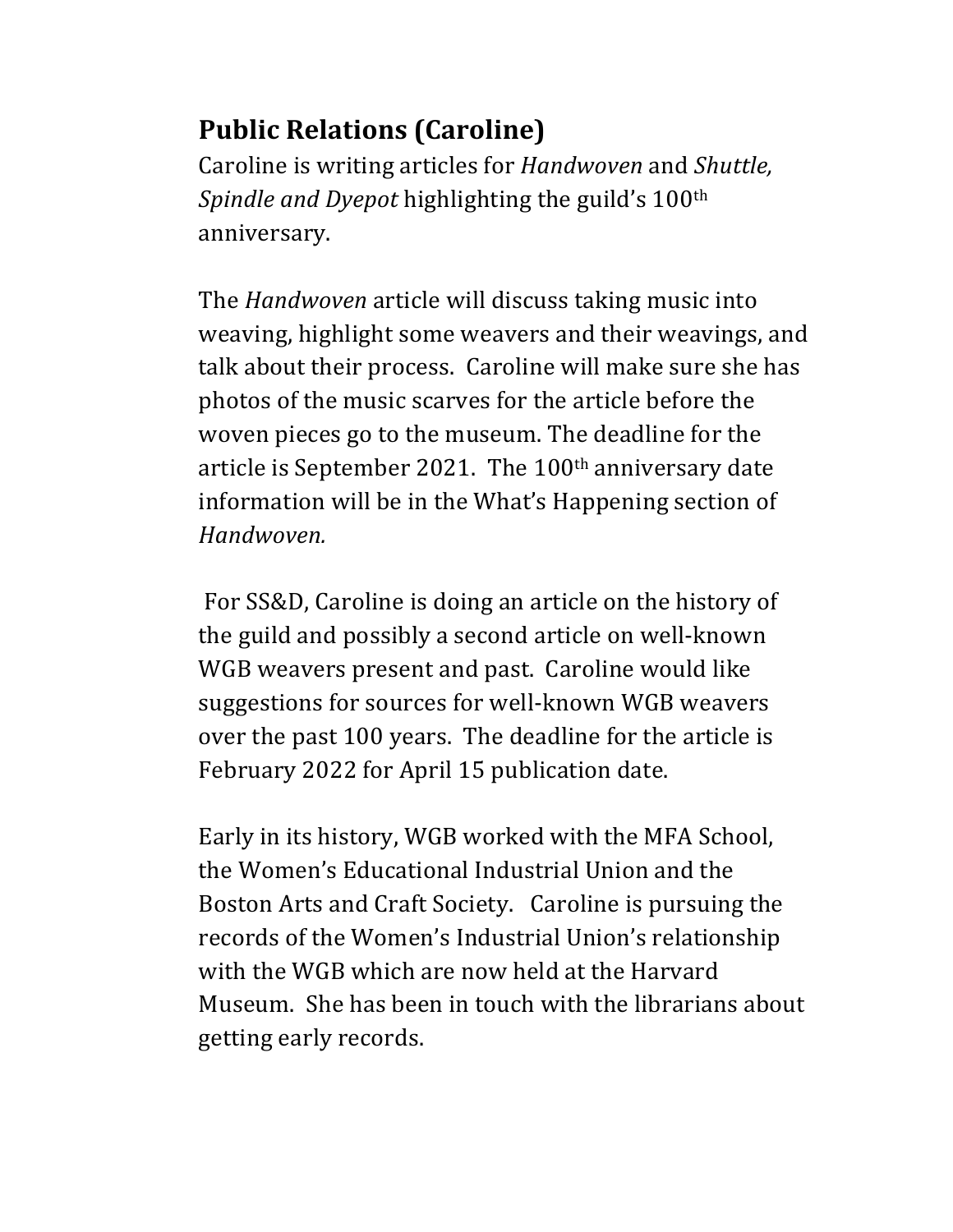## Public Relations (Caroline)

Caroline is writing articles for *Handwoven* and *Shuttle, Spindle and Dyepot* highlighting the guild's 100th anniversary.

The *Handwoven* article will discuss taking music into weaving, highlight some weavers and their weavings, and talk about their process. Caroline will make sure she has photos of the music scarves for the article before the woven pieces go to the museum. The deadline for the article is September 2021. The 100th anniversary date information will be in the What's Happening section of *Handwoven.*

For SS&D, Caroline is doing an article on the history of the guild and possibly a second article on well-known WGB weavers present and past. Caroline would like suggestions for sources for well-known WGB weavers over the past 100 years. The deadline for the article is February 2022 for April 15 publication date.

Early in its history, WGB worked with the MFA School, the Women's Educational Industrial Union and the Boston Arts and Craft Society. Caroline is pursuing the records of the Women's Industrial Union's relationship with the WGB which are now held at the Harvard Museum. She has been in touch with the librarians about getting early records.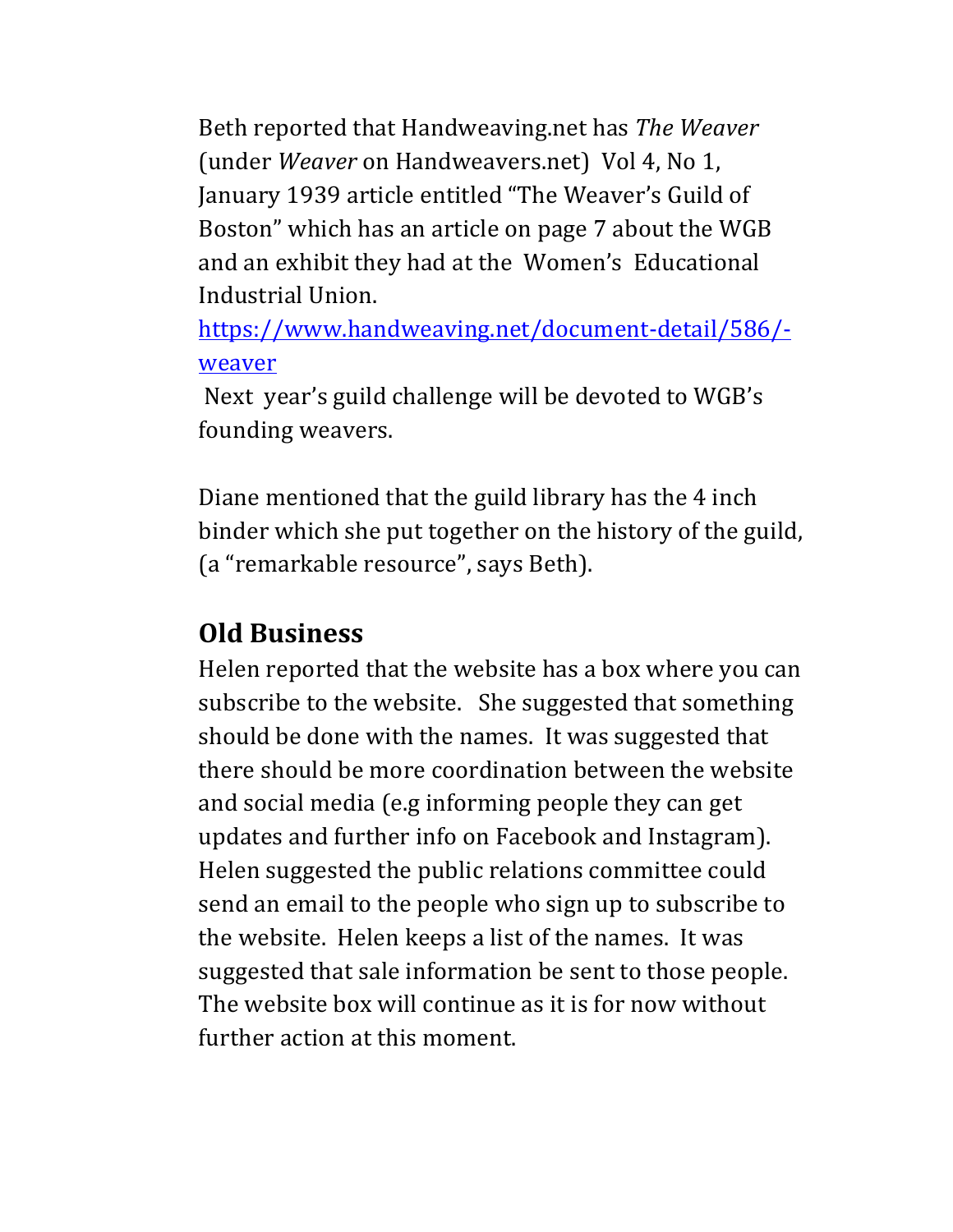Beth reported that Handweaving.net has *The Weaver* (under *Weaver* on Handweavers.net) Vol 4, No 1, January 1939 article entitled "The Weaver's Guild of Boston" which has an article on page 7 about the WGB and an exhibit they had at the Women's Educational Industrial Union.

https://www.handweaving.net/document-detail/586/-weaver

Next year's guild challenge will be devoted to WGB's founding weavers.

Diane mentioned that the guild library has the 4 inch binder which she put together on the history of the guild, (a "remarkable resource", says Beth).

## Old Business

Helen reported that the website has a box where you can subscribe to the website. She suggested that something should be done with the names. It was suggested that there should be more coordination between the website and social media (e.g informing people they can get updates and further info on Facebook and Instagram). Helen suggested the public relations committee could send an email to the people who sign up to subscribe to the website. Helen keeps a list of the names. It was suggested that sale information be sent to those people. The website box will continue as it is for now without further action at this moment.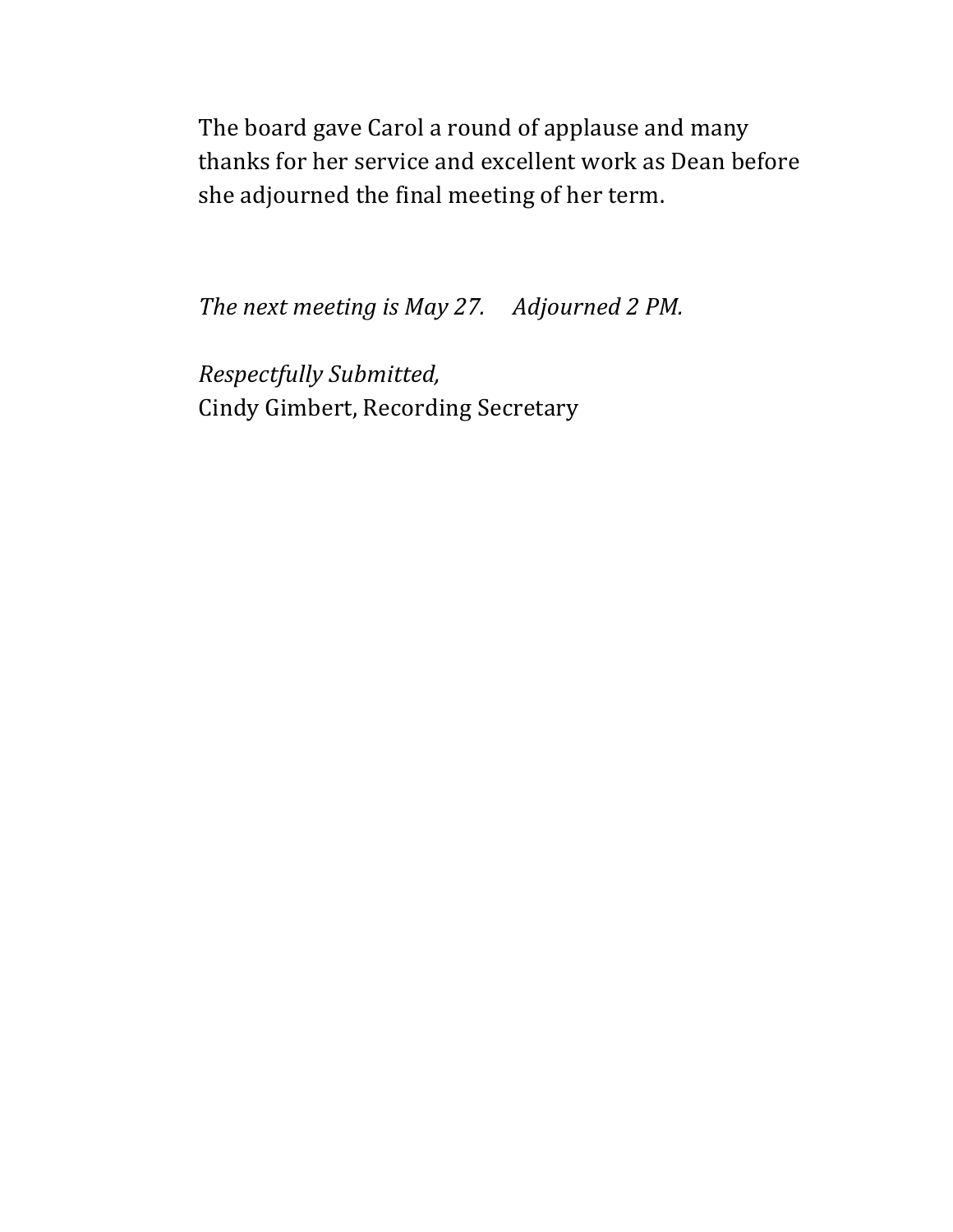The board gave Carol a round of applause and many thanks for her service and excellent work as Dean before she adjourned the final meeting of her term.

*The next meeting is May 27.     Adjourned 2 PM.*

*Respectfully Submitted,*
Cindy Gimbert, Recording Secretary